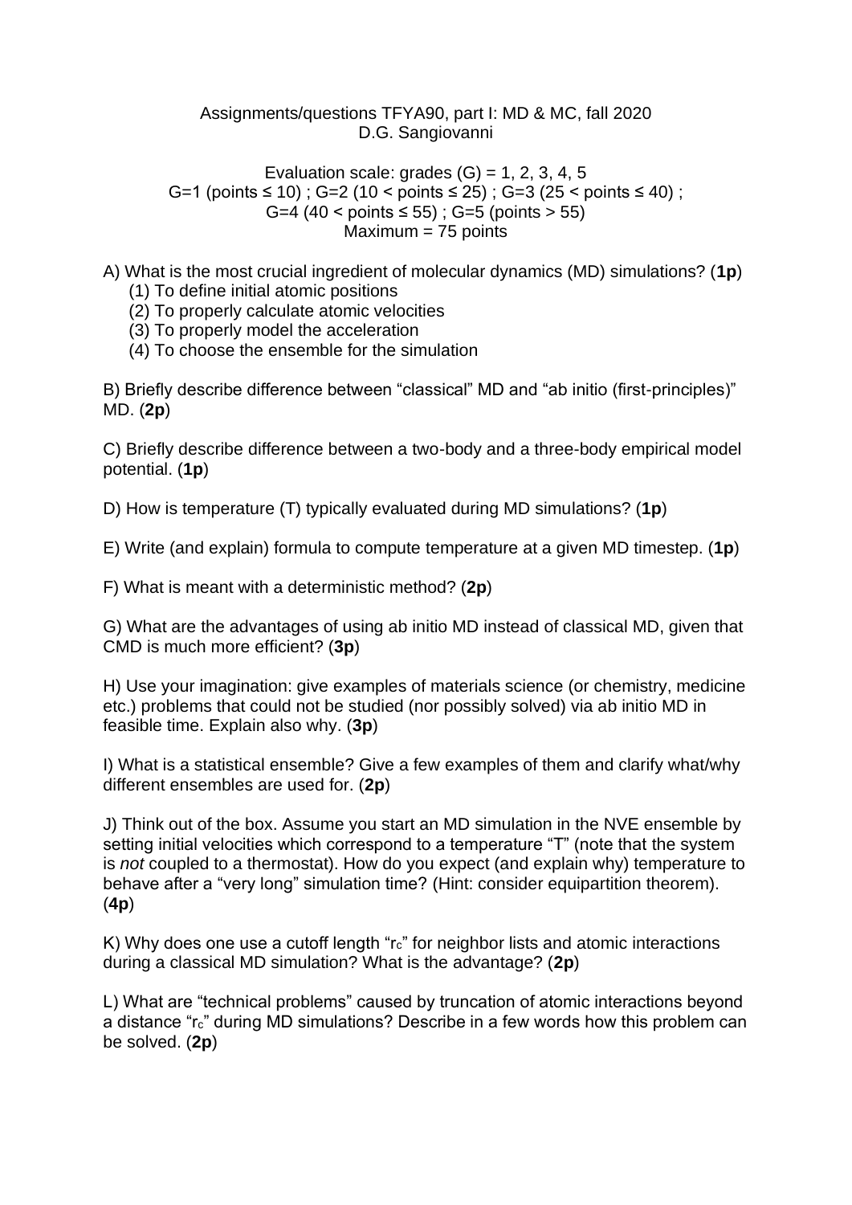Assignments/questions TFYA90, part I: MD & MC, fall 2020
D.G. Sangiovanni

Evaluation scale: grades (G) = 1, 2, 3, 4, 5
G=1 (points ≤ 10) ; G=2 (10 < points ≤ 25) ; G=3 (25 < points ≤ 40) ;
G=4 (40 < points ≤ 55) ; G=5 (points > 55)
Maximum = 75 points

A) What is the most crucial ingredient of molecular dynamics (MD) simulations? (**1p**)

(1) To define initial atomic positions
(2) To properly calculate atomic velocities
(3) To properly model the acceleration
(4) To choose the ensemble for the simulation

B) Briefly describe difference between "classical" MD and "ab initio (first-principles)" MD. (**2p**)

C) Briefly describe difference between a two-body and a three-body empirical model potential. (**1p**)

D) How is temperature (T) typically evaluated during MD simulations? (**1p**)

E) Write (and explain) formula to compute temperature at a given MD timestep. (**1p**)

F) What is meant with a deterministic method? (**2p**)

G) What are the advantages of using ab initio MD instead of classical MD, given that CMD is much more efficient? (**3p**)

H) Use your imagination: give examples of materials science (or chemistry, medicine etc.) problems that could not be studied (nor possibly solved) via ab initio MD in feasible time. Explain also why. (**3p**)

I) What is a statistical ensemble? Give a few examples of them and clarify what/why different ensembles are used for. (**2p**)

J) Think out of the box. Assume you start an MD simulation in the NVE ensemble by setting initial velocities which correspond to a temperature "T" (note that the system is *not* coupled to a thermostat). How do you expect (and explain why) temperature to behave after a "very long" simulation time? (Hint: consider equipartition theorem). (**4p**)

K) Why does one use a cutoff length "$r_c$" for neighbor lists and atomic interactions during a classical MD simulation? What is the advantage? (**2p**)

L) What are "technical problems" caused by truncation of atomic interactions beyond a distance "$r_c$" during MD simulations? Describe in a few words how this problem can be solved. (**2p**)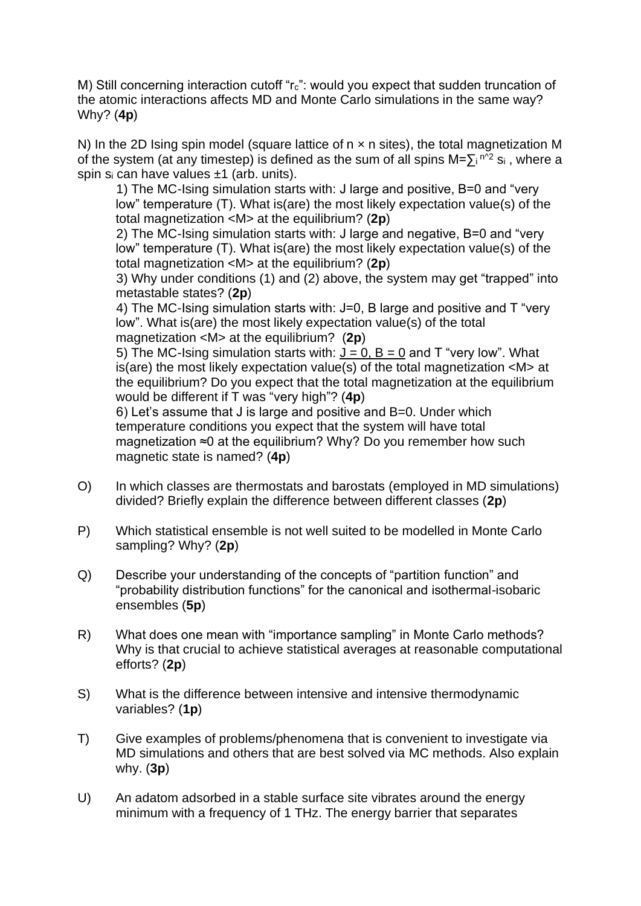M) Still concerning interaction cutoff "$r_c$": would you expect that sudden truncation of the atomic interactions affects MD and Monte Carlo simulations in the same way? Why? (**4p**)

N) In the 2D Ising spin model (square lattice of n × n sites), the total magnetization M of the system (at any timestep) is defined as the sum of all spins $M=\sum_i^{n^2} s_i$ , where a spin $s_i$ can have values ±1 (arb. units).

1) The MC-Ising simulation starts with: J large and positive, B=0 and "very low" temperature (T). What is(are) the most likely expectation value(s) of the total magnetization <M> at the equilibrium? (**2p**)

2) The MC-Ising simulation starts with: J large and negative, B=0 and "very low" temperature (T). What is(are) the most likely expectation value(s) of the total magnetization <M> at the equilibrium? (**2p**)

3) Why under conditions (1) and (2) above, the system may get "trapped" into metastable states? (**2p**)

4) The MC-Ising simulation starts with: J=0, B large and positive and T "very low". What is(are) the most likely expectation value(s) of the total magnetization <M> at the equilibrium? (**2p**)

5) The MC-Ising simulation starts with: <u>J = 0, B = 0</u> and T "very low". What is(are) the most likely expectation value(s) of the total magnetization <M> at the equilibrium? Do you expect that the total magnetization at the equilibrium would be different if T was "very high"? (**4p**)

6) Let's assume that J is large and positive and B=0. Under which temperature conditions you expect that the system will have total magnetization ≈0 at the equilibrium? Why? Do you remember how such magnetic state is named? (**4p**)

O) In which classes are thermostats and barostats (employed in MD simulations) divided? Briefly explain the difference between different classes (**2p**)

P) Which statistical ensemble is not well suited to be modelled in Monte Carlo sampling? Why? (**2p**)

Q) Describe your understanding of the concepts of "partition function" and "probability distribution functions" for the canonical and isothermal-isobaric ensembles (**5p**)

R) What does one mean with "importance sampling" in Monte Carlo methods? Why is that crucial to achieve statistical averages at reasonable computational efforts? (**2p**)

S) What is the difference between intensive and intensive thermodynamic variables? (**1p**)

T) Give examples of problems/phenomena that is convenient to investigate via MD simulations and others that are best solved via MC methods. Also explain why. (**3p**)

U) An adatom adsorbed in a stable surface site vibrates around the energy minimum with a frequency of 1 THz. The energy barrier that separates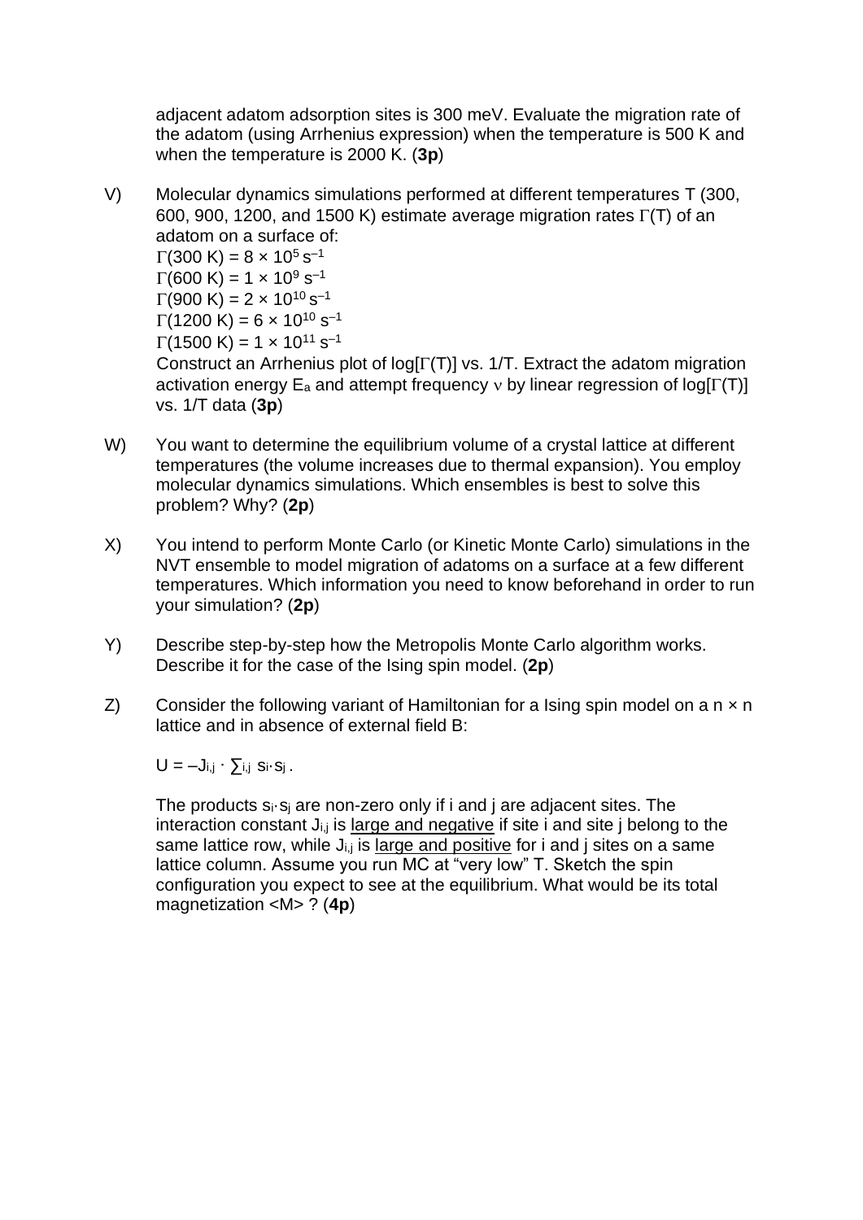adjacent adatom adsorption sites is 300 meV. Evaluate the migration rate of the adatom (using Arrhenius expression) when the temperature is 500 K and when the temperature is 2000 K. (**3p**)

V) Molecular dynamics simulations performed at different temperatures T (300, 600, 900, 1200, and 1500 K) estimate average migration rates $\Gamma(T)$ of an adatom on a surface of:
$\Gamma(300\ K) = 8 \times 10^{5}\ s^{-1}$
$\Gamma(600\ K) = 1 \times 10^{9}\ s^{-1}$
$\Gamma(900\ K) = 2 \times 10^{10}\ s^{-1}$
$\Gamma(1200\ K) = 6 \times 10^{10}\ s^{-1}$
$\Gamma(1500\ K) = 1 \times 10^{11}\ s^{-1}$
Construct an Arrhenius plot of $\log[\Gamma(T)]$ vs. $1/T$. Extract the adatom migration activation energy $E_a$ and attempt frequency $\nu$ by linear regression of $\log[\Gamma(T)]$ vs. $1/T$ data (**3p**)

W) You want to determine the equilibrium volume of a crystal lattice at different temperatures (the volume increases due to thermal expansion). You employ molecular dynamics simulations. Which ensembles is best to solve this problem? Why? (**2p**)

X) You intend to perform Monte Carlo (or Kinetic Monte Carlo) simulations in the NVT ensemble to model migration of adatoms on a surface at a few different temperatures. Which information you need to know beforehand in order to run your simulation? (**2p**)

Y) Describe step-by-step how the Metropolis Monte Carlo algorithm works. Describe it for the case of the Ising spin model. (**2p**)

Z) Consider the following variant of Hamiltonian for a Ising spin model on a n × n lattice and in absence of external field B:

$U = -J_{i,j} \cdot \sum_{i,j} s_i \cdot s_j$ .

The products $s_i \cdot s_j$ are non-zero only if i and j are adjacent sites. The interaction constant $J_{i,j}$ is <u>large and negative</u> if site i and site j belong to the same lattice row, while $J_{i,j}$ is <u>large and positive</u> for i and j sites on a same lattice column. Assume you run MC at "very low" T. Sketch the spin configuration you expect to see at the equilibrium. What would be its total magnetization <M> ? (**4p**)